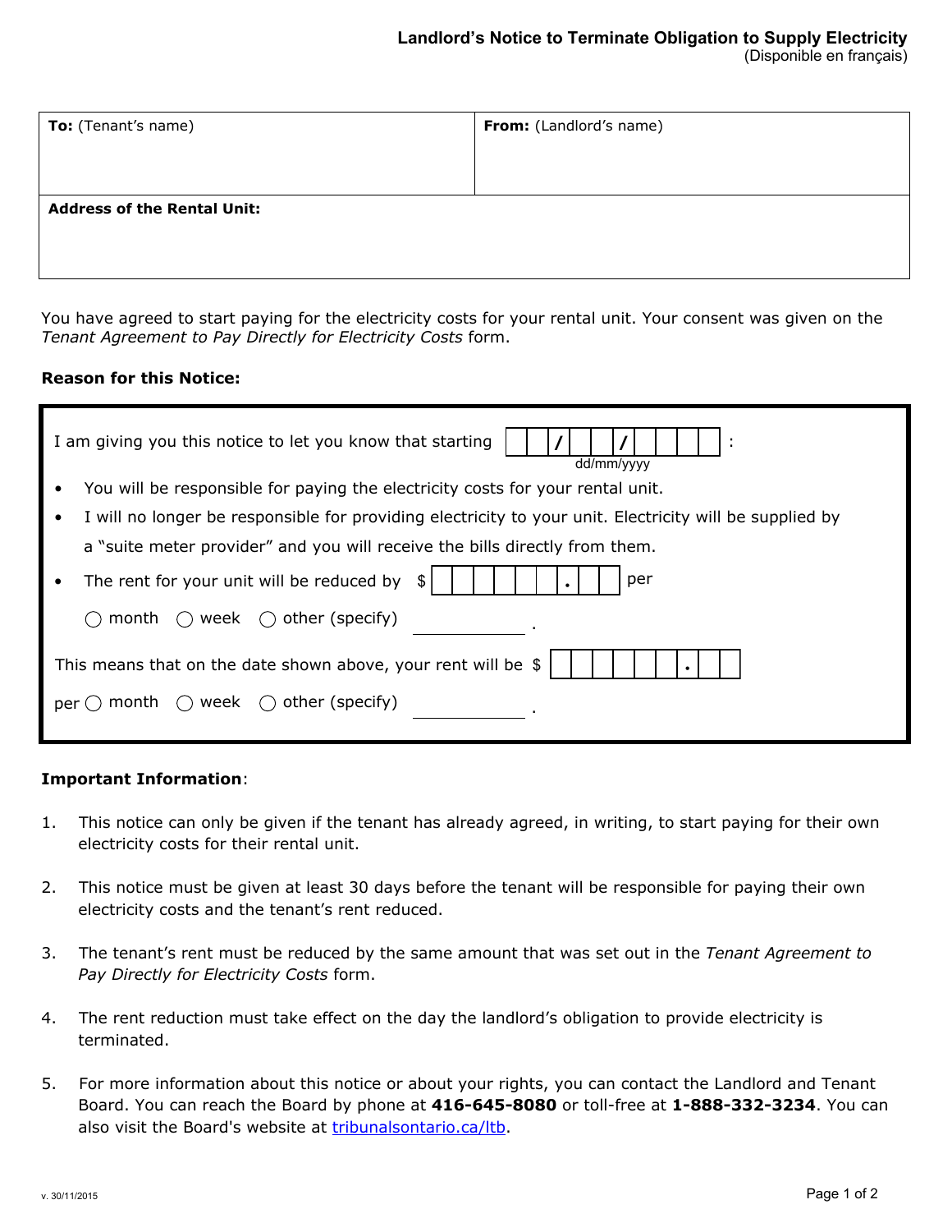# Landlord's Notice to Terminate Obligation to Supply Electricity

(Disponible en français)

| **To:** (Tenant's name) | **From:** (Landlord's name) |
|---|---|
| | |
| **Address of the Rental Unit:** | |
| | |

You have agreed to start paying for the electricity costs for your rental unit. Your consent was given on the *Tenant Agreement to Pay Directly for Electricity Costs* form.

**Reason for this Notice:**

I am giving you this notice to let you know that starting ___/___/______ (dd/mm/yyyy):

- You will be responsible for paying the electricity costs for your rental unit.
- I will no longer be responsible for providing electricity to your unit. Electricity will be supplied by a "suite meter provider" and you will receive the bills directly from them.
- The rent for your unit will be reduced by $ __________.____ per

  ◯ month ◯ week ◯ other (specify) __________.

This means that on the date shown above, your rent will be $ __________.____

per ◯ month ◯ week ◯ other (specify) __________.

**Important Information**:

1. This notice can only be given if the tenant has already agreed, in writing, to start paying for their own electricity costs for their rental unit.
2. This notice must be given at least 30 days before the tenant will be responsible for paying their own electricity costs and the tenant's rent reduced.
3. The tenant's rent must be reduced by the same amount that was set out in the *Tenant Agreement to Pay Directly for Electricity Costs* form.
4. The rent reduction must take effect on the day the landlord's obligation to provide electricity is terminated.
5. For more information about this notice or about your rights, you can contact the Landlord and Tenant Board. You can reach the Board by phone at **416-645-8080** or toll-free at **1-888-332-3234**. You can also visit the Board's website at tribunalsontario.ca/ltb.

v. 30/11/2015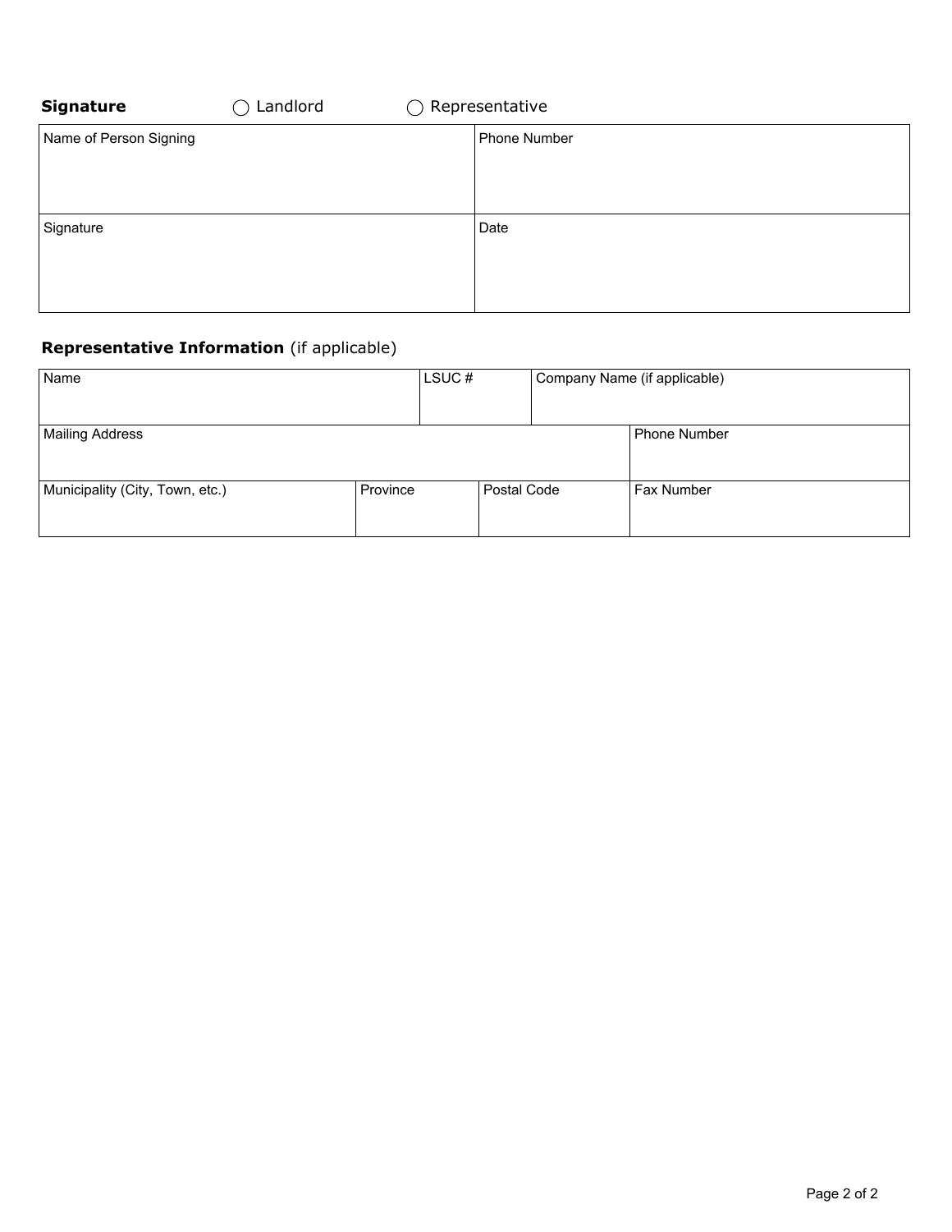**Signature** ◯ Landlord ◯ Representative

| Name of Person Signing | Phone Number |
| --- | --- |
| Signature | Date |

**Representative Information** (if applicable)

| Name | | LSUC # | Company Name (if applicable) | |
| --- | --- | --- | --- | --- |
| Mailing Address | | | | Phone Number |
| Municipality (City, Town, etc.) | Province | | Postal Code | Fax Number |